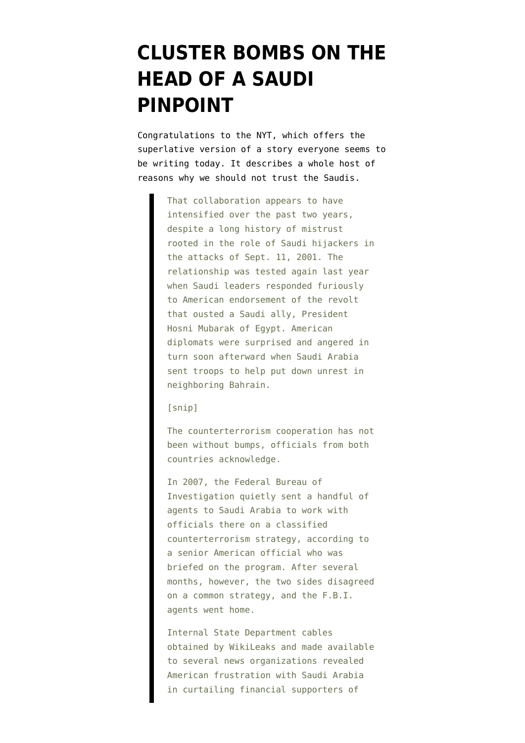# CLUSTER BOMBS ON THE HEAD OF A SAUDI PINPOINT

Congratulations to the NYT, which offers the superlative version of a story everyone seems to be writing today. It describes a whole host of reasons why we should not trust the Saudis.

> That collaboration appears to have intensified over the past two years, despite a long history of mistrust rooted in the role of Saudi hijackers in the attacks of Sept. 11, 2001. The relationship was tested again last year when Saudi leaders responded furiously to American endorsement of the revolt that ousted a Saudi ally, President Hosni Mubarak of Egypt. American diplomats were surprised and angered in turn soon afterward when Saudi Arabia sent troops to help put down unrest in neighboring Bahrain.
>
> [snip]
>
> The counterterrorism cooperation has not been without bumps, officials from both countries acknowledge.
>
> In 2007, the Federal Bureau of Investigation quietly sent a handful of agents to Saudi Arabia to work with officials there on a classified counterterrorism strategy, according to a senior American official who was briefed on the program. After several months, however, the two sides disagreed on a common strategy, and the F.B.I. agents went home.
>
> Internal State Department cables obtained by WikiLeaks and made available to several news organizations revealed American frustration with Saudi Arabia in curtailing financial supporters of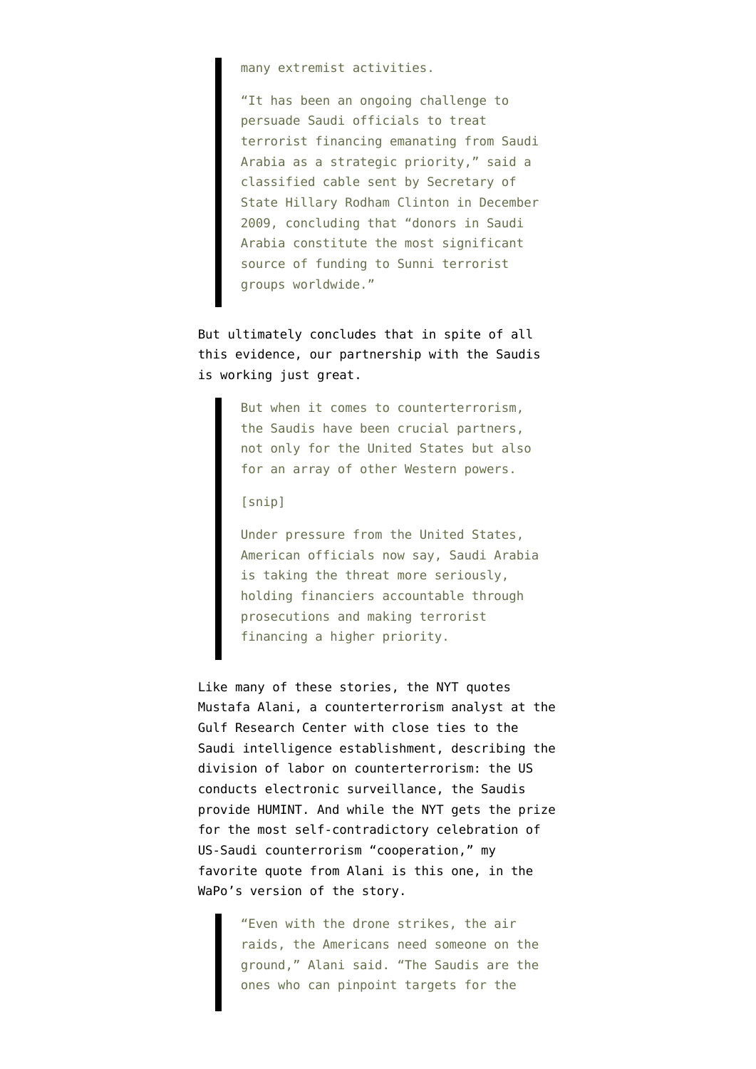> many extremist activities.
>
> "It has been an ongoing challenge to persuade Saudi officials to treat terrorist financing emanating from Saudi Arabia as a strategic priority," said a classified cable sent by Secretary of State Hillary Rodham Clinton in December 2009, concluding that "donors in Saudi Arabia constitute the most significant source of funding to Sunni terrorist groups worldwide."

But ultimately concludes that in spite of all this evidence, our partnership with the Saudis is working just great.

> But when it comes to counterterrorism, the Saudis have been crucial partners, not only for the United States but also for an array of other Western powers.
>
> [snip]
>
> Under pressure from the United States, American officials now say, Saudi Arabia is taking the threat more seriously, holding financiers accountable through prosecutions and making terrorist financing a higher priority.

Like many of these stories, the NYT quotes Mustafa Alani, a counterterrorism analyst at the Gulf Research Center with close ties to the Saudi intelligence establishment, describing the division of labor on counterterrorism: the US conducts electronic surveillance, the Saudis provide HUMINT. And while the NYT gets the prize for the most self-contradictory celebration of US-Saudi counterrorism "cooperation," my favorite quote from Alani is this one, in the WaPo's version of the story.

> "Even with the drone strikes, the air raids, the Americans need someone on the ground," Alani said. "The Saudis are the ones who can pinpoint targets for the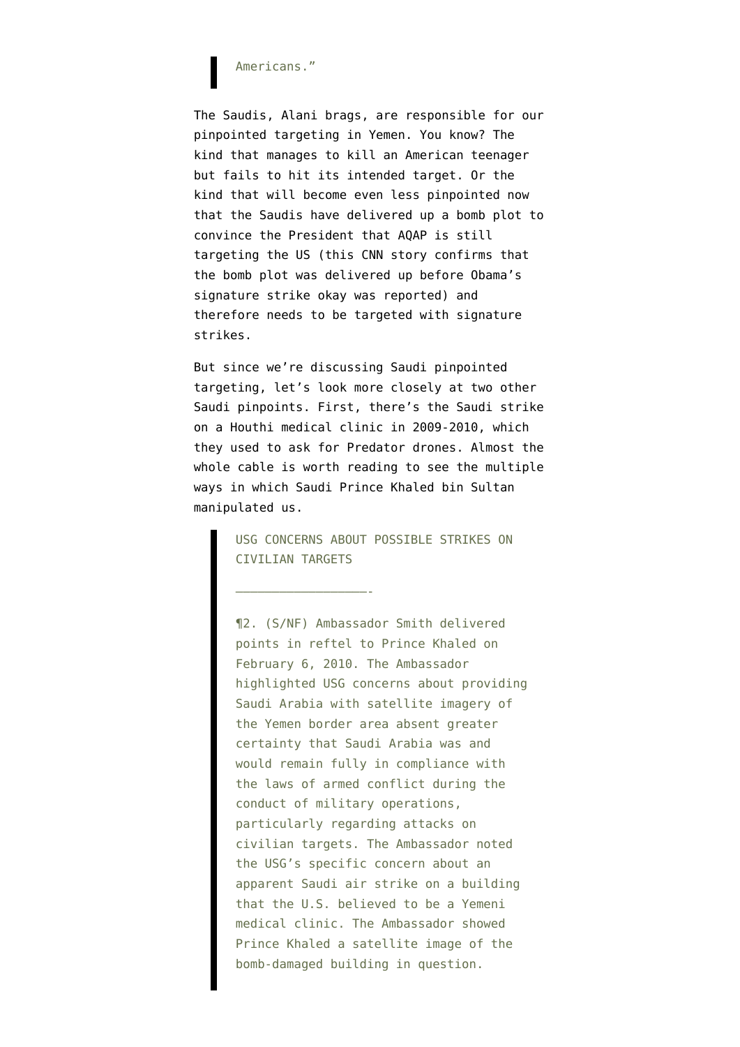> Americans."

The Saudis, Alani brags, are responsible for our pinpointed targeting in Yemen. You know? The kind that manages to kill an American teenager but fails to hit its intended target. Or the kind that will become even less pinpointed now that the Saudis have delivered up a bomb plot to convince the President that AQAP is still targeting the US (this CNN story confirms that the bomb plot was delivered up before Obama's signature strike okay was reported) and therefore needs to be targeted with signature strikes.

But since we're discussing Saudi pinpointed targeting, let's look more closely at two other Saudi pinpoints. First, there's the Saudi strike on a Houthi medical clinic in 2009-2010, which they used to ask for Predator drones. Almost the whole cable is worth reading to see the multiple ways in which Saudi Prince Khaled bin Sultan manipulated us.

> USG CONCERNS ABOUT POSSIBLE STRIKES ON CIVILIAN TARGETS
>
> -------------------
>
> ¶2. (S/NF) Ambassador Smith delivered points in reftel to Prince Khaled on February 6, 2010. The Ambassador highlighted USG concerns about providing Saudi Arabia with satellite imagery of the Yemen border area absent greater certainty that Saudi Arabia was and would remain fully in compliance with the laws of armed conflict during the conduct of military operations, particularly regarding attacks on civilian targets. The Ambassador noted the USG's specific concern about an apparent Saudi air strike on a building that the U.S. believed to be a Yemeni medical clinic. The Ambassador showed Prince Khaled a satellite image of the bomb-damaged building in question.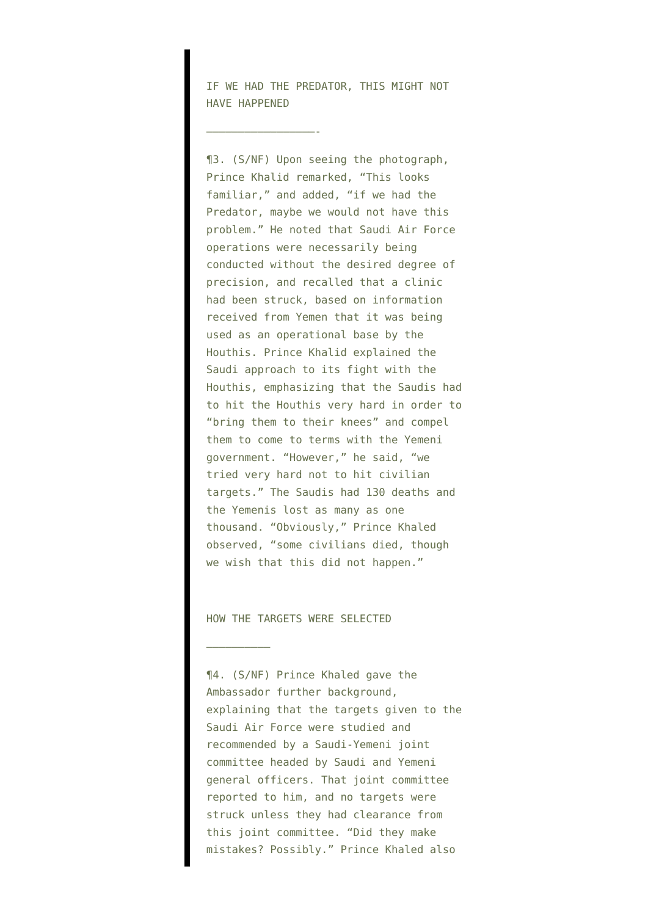IF WE HAD THE PREDATOR, THIS MIGHT NOT HAVE HAPPENED

-----------------

¶3. (S/NF) Upon seeing the photograph, Prince Khalid remarked, "This looks familiar," and added, "if we had the Predator, maybe we would not have this problem." He noted that Saudi Air Force operations were necessarily being conducted without the desired degree of precision, and recalled that a clinic had been struck, based on information received from Yemen that it was being used as an operational base by the Houthis. Prince Khalid explained the Saudi approach to its fight with the Houthis, emphasizing that the Saudis had to hit the Houthis very hard in order to "bring them to their knees" and compel them to come to terms with the Yemeni government. "However," he said, "we tried very hard not to hit civilian targets." The Saudis had 130 deaths and the Yemenis lost as many as one thousand. "Obviously," Prince Khaled observed, "some civilians died, though we wish that this did not happen."

HOW THE TARGETS WERE SELECTED

----------

¶4. (S/NF) Prince Khaled gave the Ambassador further background, explaining that the targets given to the Saudi Air Force were studied and recommended by a Saudi-Yemeni joint committee headed by Saudi and Yemeni general officers. That joint committee reported to him, and no targets were struck unless they had clearance from this joint committee. "Did they make mistakes? Possibly." Prince Khaled also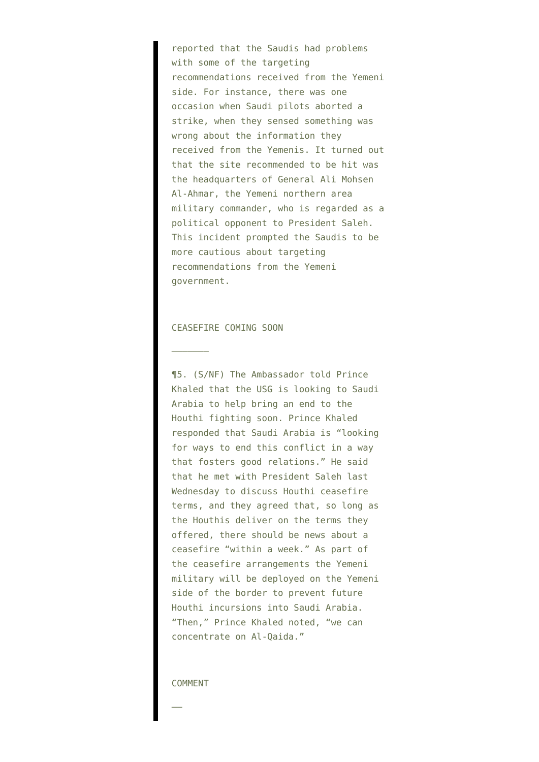reported that the Saudis had problems with some of the targeting recommendations received from the Yemeni side. For instance, there was one occasion when Saudi pilots aborted a strike, when they sensed something was wrong about the information they received from the Yemenis. It turned out that the site recommended to be hit was the headquarters of General Ali Mohsen Al-Ahmar, the Yemeni northern area military commander, who is regarded as a political opponent to President Saleh. This incident prompted the Saudis to be more cautious about targeting recommendations from the Yemeni government.

CEASEFIRE COMING SOON

---

¶5. (S/NF) The Ambassador told Prince Khaled that the USG is looking to Saudi Arabia to help bring an end to the Houthi fighting soon. Prince Khaled responded that Saudi Arabia is "looking for ways to end this conflict in a way that fosters good relations." He said that he met with President Saleh last Wednesday to discuss Houthi ceasefire terms, and they agreed that, so long as the Houthis deliver on the terms they offered, there should be news about a ceasefire "within a week." As part of the ceasefire arrangements the Yemeni military will be deployed on the Yemeni side of the border to prevent future Houthi incursions into Saudi Arabia. "Then," Prince Khaled noted, "we can concentrate on Al-Qaida."

COMMENT

---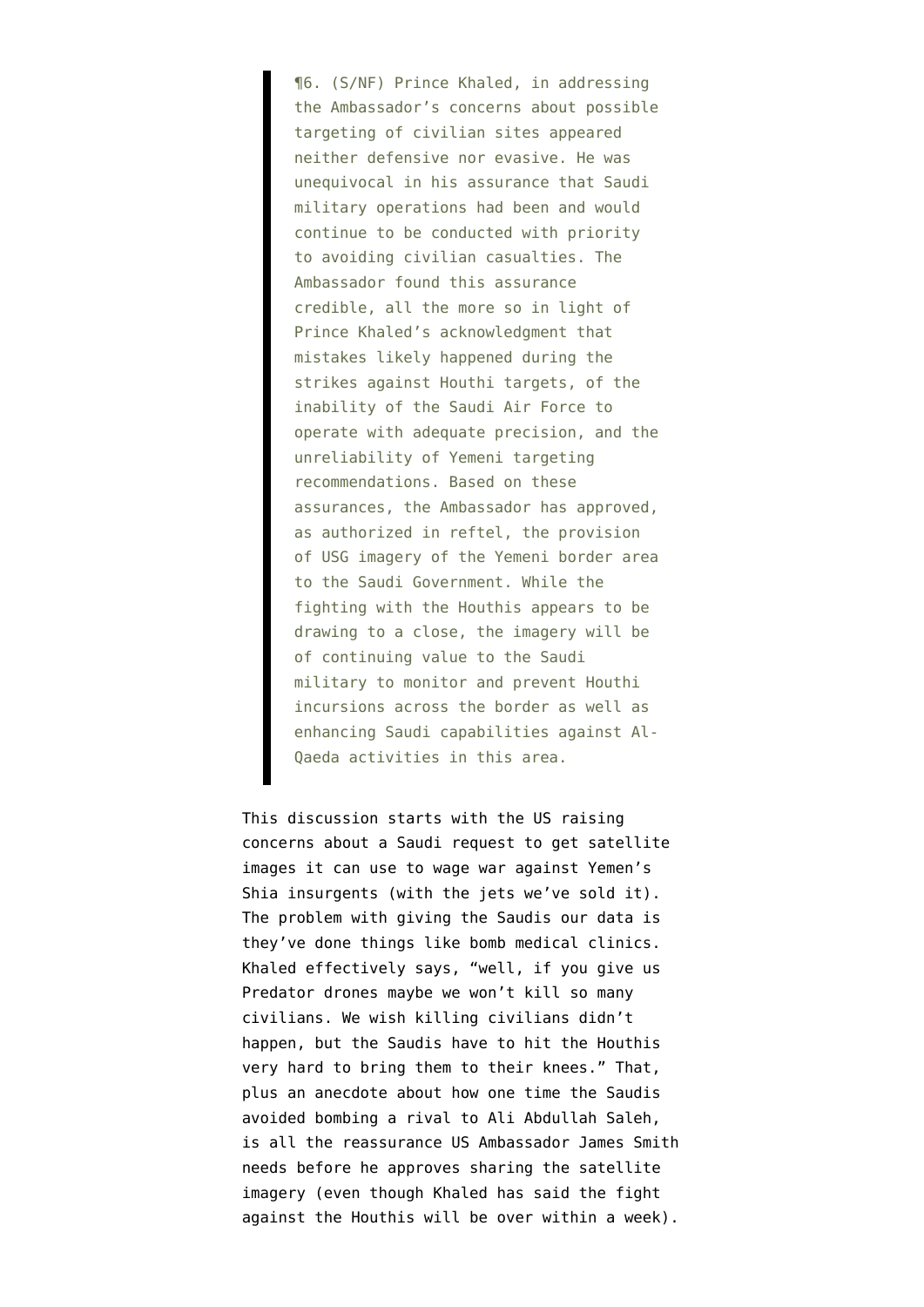> ¶6. (S/NF) Prince Khaled, in addressing the Ambassador's concerns about possible targeting of civilian sites appeared neither defensive nor evasive. He was unequivocal in his assurance that Saudi military operations had been and would continue to be conducted with priority to avoiding civilian casualties. The Ambassador found this assurance credible, all the more so in light of Prince Khaled's acknowledgment that mistakes likely happened during the strikes against Houthi targets, of the inability of the Saudi Air Force to operate with adequate precision, and the unreliability of Yemeni targeting recommendations. Based on these assurances, the Ambassador has approved, as authorized in reftel, the provision of USG imagery of the Yemeni border area to the Saudi Government. While the fighting with the Houthis appears to be drawing to a close, the imagery will be of continuing value to the Saudi military to monitor and prevent Houthi incursions across the border as well as enhancing Saudi capabilities against Al-Qaeda activities in this area.

This discussion starts with the US raising concerns about a Saudi request to get satellite images it can use to wage war against Yemen's Shia insurgents (with the jets we've sold it). The problem with giving the Saudis our data is they've done things like bomb medical clinics. Khaled effectively says, "well, if you give us Predator drones maybe we won't kill so many civilians. We wish killing civilians didn't happen, but the Saudis have to hit the Houthis very hard to bring them to their knees." That, plus an anecdote about how one time the Saudis avoided bombing a rival to Ali Abdullah Saleh, is all the reassurance US Ambassador James Smith needs before he approves sharing the satellite imagery (even though Khaled has said the fight against the Houthis will be over within a week).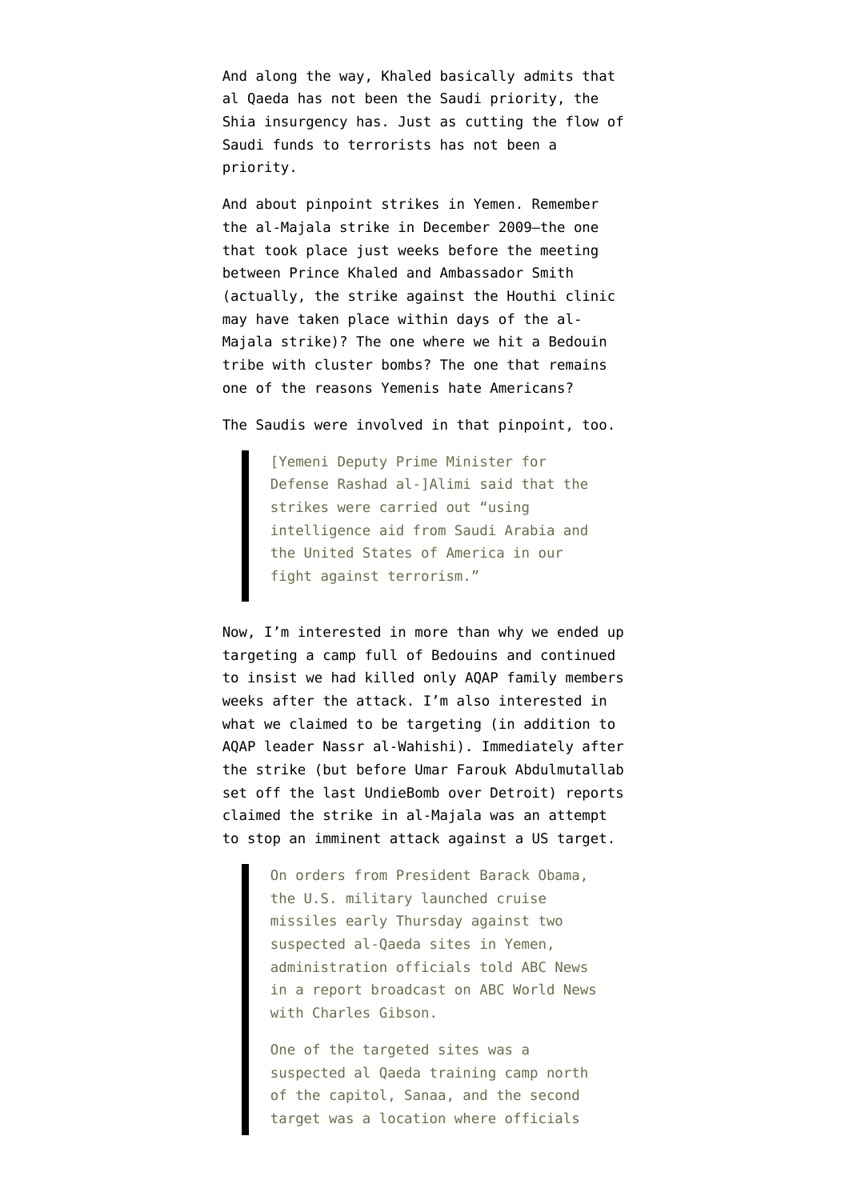And along the way, Khaled basically admits that al Qaeda has not been the Saudi priority, the Shia insurgency has. Just as cutting the flow of Saudi funds to terrorists has not been a priority.

And about pinpoint strikes in Yemen. Remember the al-Majala strike in December 2009–the one that took place just weeks before the meeting between Prince Khaled and Ambassador Smith (actually, the strike against the Houthi clinic may have taken place within days of the al-Majala strike)? The one where we hit a Bedouin tribe with cluster bombs? The one that remains one of the reasons Yemenis hate Americans?

The Saudis were involved in that pinpoint, too.

> [Yemeni Deputy Prime Minister for Defense Rashad al-]Alimi said that the strikes were carried out "using intelligence aid from Saudi Arabia and the United States of America in our fight against terrorism."

Now, I'm interested in more than why we ended up targeting a camp full of Bedouins and continued to insist we had killed only AQAP family members weeks after the attack. I'm also interested in what we claimed to be targeting (in addition to AQAP leader Nassr al-Wahishi). Immediately after the strike (but before Umar Farouk Abdulmutallab set off the last UndieBomb over Detroit) reports claimed the strike in al-Majala was an attempt to stop an imminent attack against a US target.

> On orders from President Barack Obama, the U.S. military launched cruise missiles early Thursday against two suspected al-Qaeda sites in Yemen, administration officials told ABC News in a report broadcast on ABC World News with Charles Gibson.
>
> One of the targeted sites was a suspected al Qaeda training camp north of the capitol, Sanaa, and the second target was a location where officials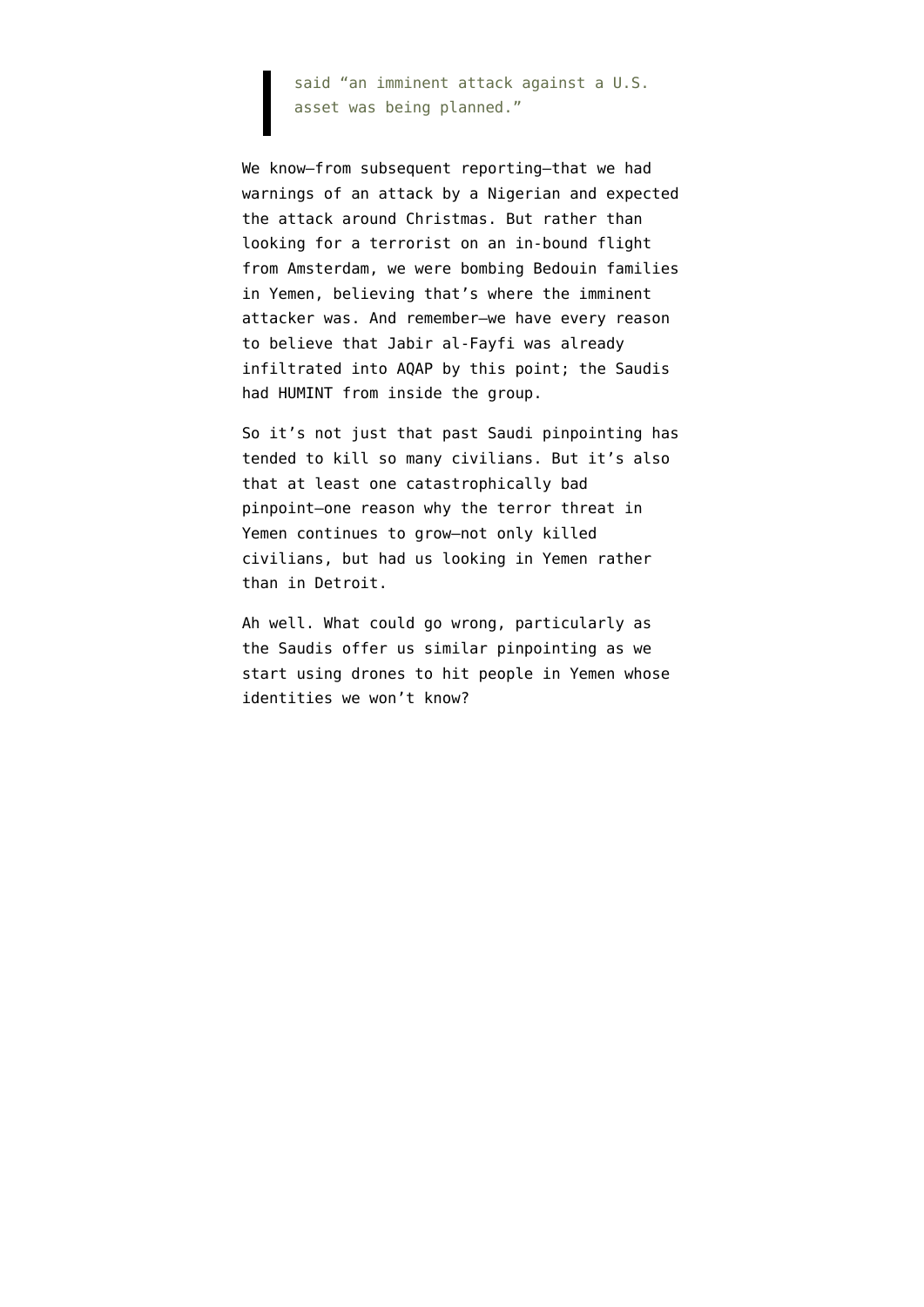> said “an imminent attack against a U.S. asset was being planned.”

We know—from subsequent reporting—that we had warnings of an attack by a Nigerian and expected the attack around Christmas. But rather than looking for a terrorist on an in-bound flight from Amsterdam, we were bombing Bedouin families in Yemen, believing that’s where the imminent attacker was. And remember—we have every reason to believe that Jabir al-Fayfi was already infiltrated into AQAP by this point; the Saudis had HUMINT from inside the group.

So it’s not just that past Saudi pinpointing has tended to kill so many civilians. But it’s also that at least one catastrophically bad pinpoint—one reason why the terror threat in Yemen continues to grow—not only killed civilians, but had us looking in Yemen rather than in Detroit.

Ah well. What could go wrong, particularly as the Saudis offer us similar pinpointing as we start using drones to hit people in Yemen whose identities we won’t know?